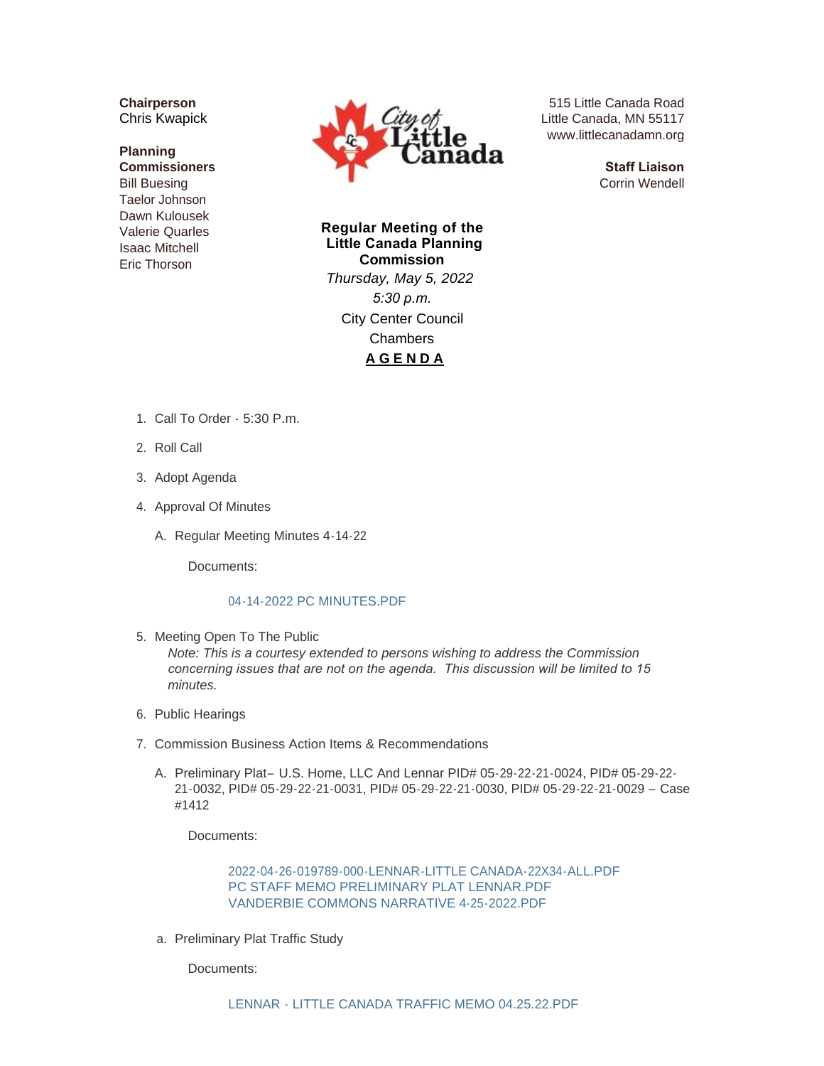**Chairperson**
Chris Kwapick

**Planning Commissioners**
Bill Buesing
Taelor Johnson
Dawn Kulousek
Valerie Quarles
Isaac Mitchell
Eric Thorson

515 Little Canada Road
Little Canada, MN 55117
www.littlecanadamn.org

**Staff Liaison**
Corrin Wendell

**Regular Meeting of the Little Canada Planning Commission**

*Thursday, May 5, 2022*

*5:30 p.m.*

City Center Council Chambers

**A G E N D A**

1. Call To Order - 5:30 P.m.
2. Roll Call
3. Adopt Agenda
4. Approval Of Minutes
   
   A. Regular Meeting Minutes 4-14-22
   
   Documents:
   
   04-14-2022 PC MINUTES.PDF

5. Meeting Open To The Public
   *Note: This is a courtesy extended to persons wishing to address the Commission concerning issues that are not on the agenda. This discussion will be limited to 15 minutes.*
6. Public Hearings
7. Commission Business Action Items & Recommendations
   
   A. Preliminary Plat– U.S. Home, LLC And Lennar PID# 05-29-22-21-0024, PID# 05-29-22-21-0032, PID# 05-29-22-21-0031, PID# 05-29-22-21-0030, PID# 05-29-22-21-0029 – Case #1412
   
   Documents:
   
   2022-04-26-019789-000-LENNAR-LITTLE CANADA-22X34-ALL.PDF
   PC STAFF MEMO PRELIMINARY PLAT LENNAR.PDF
   VANDERBIE COMMONS NARRATIVE 4-25-2022.PDF
   
   a. Preliminary Plat Traffic Study
   
   Documents:
   
   LENNAR - LITTLE CANADA TRAFFIC MEMO 04.25.22.PDF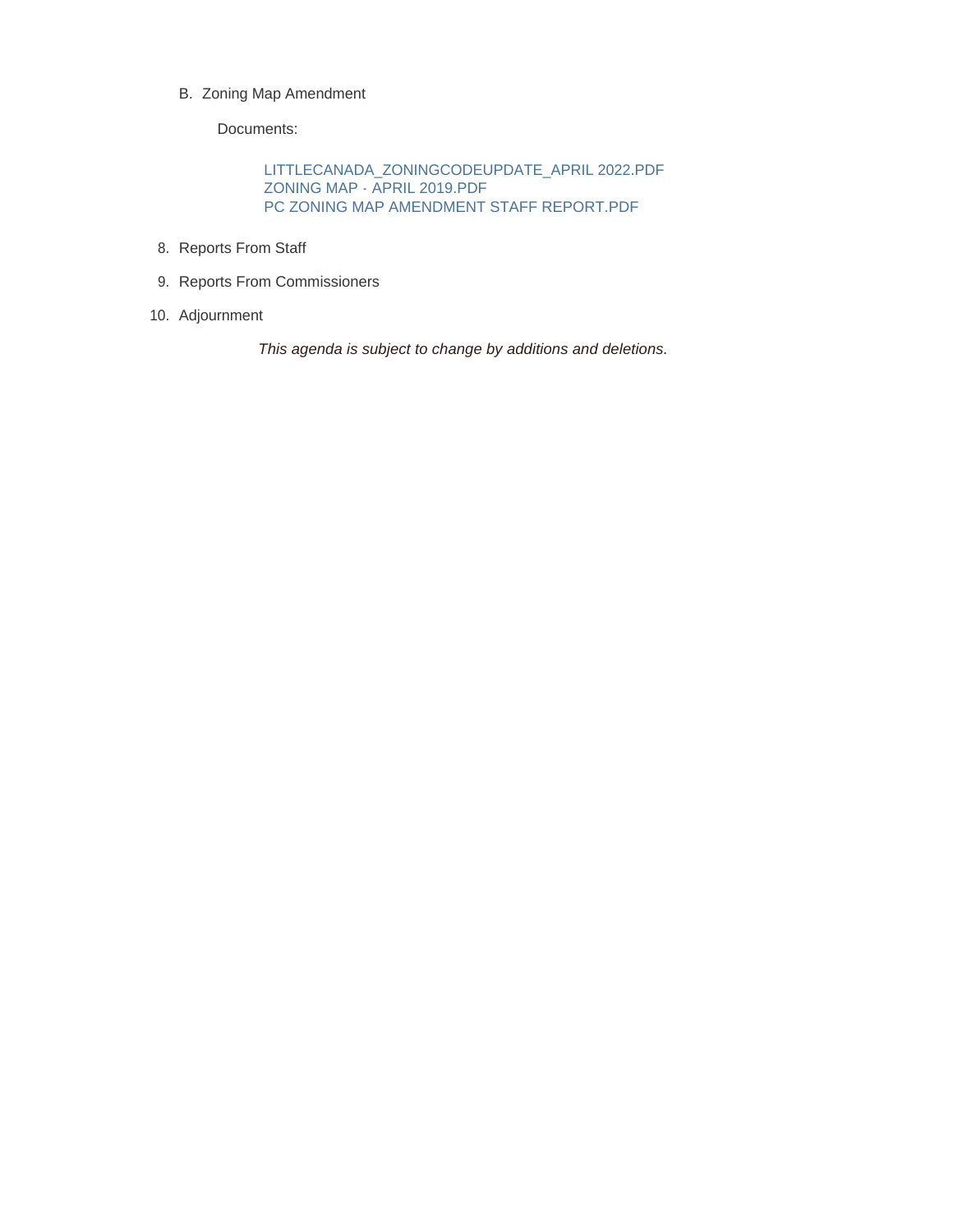B. Zoning Map Amendment

Documents:

LITTLECANADA_ZONINGCODEUPDATE_APRIL 2022.PDF
ZONING MAP - APRIL 2019.PDF
PC ZONING MAP AMENDMENT STAFF REPORT.PDF

8. Reports From Staff
9. Reports From Commissioners
10. Adjournment

*This agenda is subject to change by additions and deletions.*